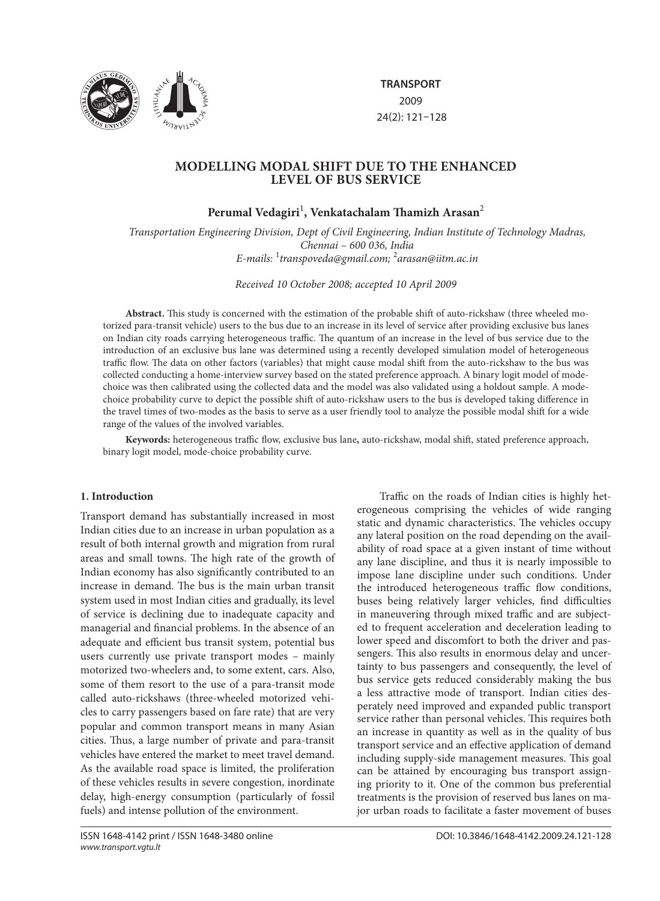# MODELLING MODAL SHIFT DUE TO THE ENHANCED LEVEL OF BUS SERVICE

**Perumal Vedagiri**[1]**, Venkatachalam Thamizh Arasan**[2]

*Transportation Engineering Division, Dept of Civil Engineering, Indian Institute of Technology Madras, Chennai – 600 036, India*
*E-mails: [1]transpoveda@gmail.com; [2]arasan@iitm.ac.in*

*Received 10 October 2008; accepted 10 April 2009*

**Abstract.** This study is concerned with the estimation of the probable shift of auto-rickshaw (three wheeled motorized para-transit vehicle) users to the bus due to an increase in its level of service after providing exclusive bus lanes on Indian city roads carrying heterogeneous traffic. The quantum of an increase in the level of bus service due to the introduction of an exclusive bus lane was determined using a recently developed simulation model of heterogeneous traffic flow. The data on other factors (variables) that might cause modal shift from the auto-rickshaw to the bus was collected conducting a home-interview survey based on the stated preference approach. A binary logit model of mode-choice was then calibrated using the collected data and the model was also validated using a holdout sample. A mode-choice probability curve to depict the possible shift of auto-rickshaw users to the bus is developed taking difference in the travel times of two-modes as the basis to serve as a user friendly tool to analyze the possible modal shift for a wide range of the values of the involved variables.

**Keywords:** heterogeneous traffic flow, exclusive bus lane**,** auto-rickshaw, modal shift, stated preference approach, binary logit model, mode-choice probability curve.

## 1. Introduction

Transport demand has substantially increased in most Indian cities due to an increase in urban population as a result of both internal growth and migration from rural areas and small towns. The high rate of the growth of Indian economy has also significantly contributed to an increase in demand. The bus is the main urban transit system used in most Indian cities and gradually, its level of service is declining due to inadequate capacity and managerial and financial problems. In the absence of an adequate and efficient bus transit system, potential bus users currently use private transport modes – mainly motorized two-wheelers and, to some extent, cars. Also, some of them resort to the use of a para-transit mode called auto-rickshaws (three-wheeled motorized vehicles to carry passengers based on fare rate) that are very popular and common transport means in many Asian cities. Thus, a large number of private and para-transit vehicles have entered the market to meet travel demand. As the available road space is limited, the proliferation of these vehicles results in severe congestion, inordinate delay, high-energy consumption (particularly of fossil fuels) and intense pollution of the environment.

Traffic on the roads of Indian cities is highly heterogeneous comprising the vehicles of wide ranging static and dynamic characteristics. The vehicles occupy any lateral position on the road depending on the availability of road space at a given instant of time without any lane discipline, and thus it is nearly impossible to impose lane discipline under such conditions. Under the introduced heterogeneous traffic flow conditions, buses being relatively larger vehicles, find difficulties in maneuvering through mixed traffic and are subjected to frequent acceleration and deceleration leading to lower speed and discomfort to both the driver and passengers. This also results in enormous delay and uncertainty to bus passengers and consequently, the level of bus service gets reduced considerably making the bus a less attractive mode of transport. Indian cities desperately need improved and expanded public transport service rather than personal vehicles. This requires both an increase in quantity as well as in the quality of bus transport service and an effective application of demand including supply-side management measures. This goal can be attained by encouraging bus transport assigning priority to it. One of the common bus preferential treatments is the provision of reserved bus lanes on major urban roads to facilitate a faster movement of buses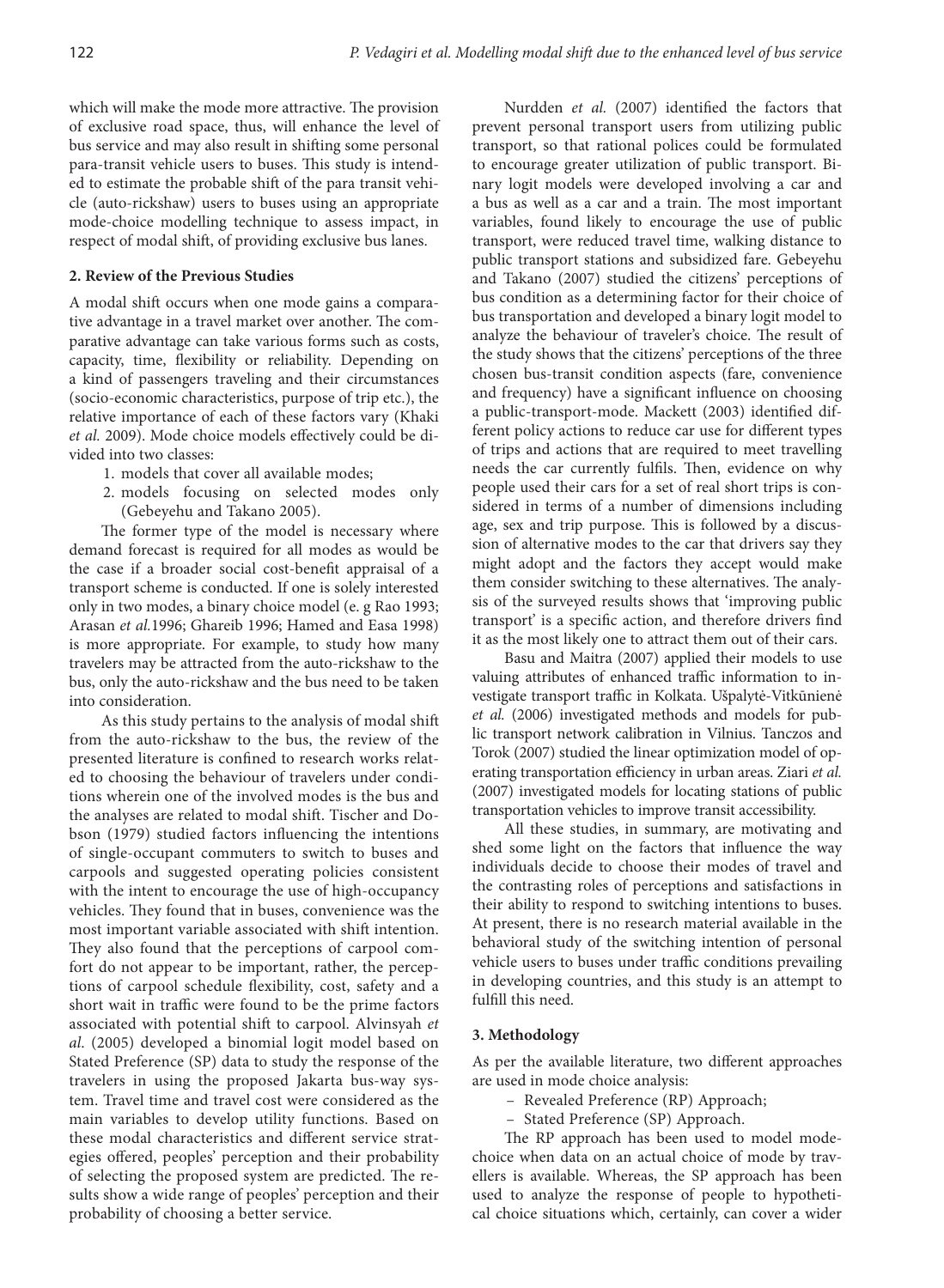which will make the mode more attractive. The provision of exclusive road space, thus, will enhance the level of bus service and may also result in shifting some personal para-transit vehicle users to buses. This study is intended to estimate the probable shift of the para transit vehicle (auto-rickshaw) users to buses using an appropriate mode-choice modelling technique to assess impact, in respect of modal shift, of providing exclusive bus lanes.

## 2. Review of the Previous Studies

A modal shift occurs when one mode gains a comparative advantage in a travel market over another. The comparative advantage can take various forms such as costs, capacity, time, flexibility or reliability. Depending on a kind of passengers traveling and their circumstances (socio-economic characteristics, purpose of trip etc.), the relative importance of each of these factors vary (Khaki *et al.* 2009). Mode choice models effectively could be divided into two classes:

1. models that cover all available modes;
2. models focusing on selected modes only (Gebeyehu and Takano 2005).

The former type of the model is necessary where demand forecast is required for all modes as would be the case if a broader social cost-benefit appraisal of a transport scheme is conducted. If one is solely interested only in two modes, a binary choice model (e. g Rao 1993; Arasan *et al.*1996; Ghareib 1996; Hamed and Easa 1998) is more appropriate. For example, to study how many travelers may be attracted from the auto-rickshaw to the bus, only the auto-rickshaw and the bus need to be taken into consideration.

As this study pertains to the analysis of modal shift from the auto-rickshaw to the bus, the review of the presented literature is confined to research works related to choosing the behaviour of travelers under conditions wherein one of the involved modes is the bus and the analyses are related to modal shift. Tischer and Dobson (1979) studied factors influencing the intentions of single-occupant commuters to switch to buses and carpools and suggested operating policies consistent with the intent to encourage the use of high-occupancy vehicles. They found that in buses, convenience was the most important variable associated with shift intention. They also found that the perceptions of carpool comfort do not appear to be important, rather, the perceptions of carpool schedule flexibility, cost, safety and a short wait in traffic were found to be the prime factors associated with potential shift to carpool. Alvinsyah *et al*. (2005) developed a binomial logit model based on Stated Preference (SP) data to study the response of the travelers in using the proposed Jakarta bus-way system. Travel time and travel cost were considered as the main variables to develop utility functions. Based on these modal characteristics and different service strategies offered, peoples' perception and their probability of selecting the proposed system are predicted. The results show a wide range of peoples' perception and their probability of choosing a better service.

Nurdden *et al.* (2007) identified the factors that prevent personal transport users from utilizing public transport, so that rational polices could be formulated to encourage greater utilization of public transport. Binary logit models were developed involving a car and a bus as well as a car and a train. The most important variables, found likely to encourage the use of public transport, were reduced travel time, walking distance to public transport stations and subsidized fare. Gebeyehu and Takano (2007) studied the citizens' perceptions of bus condition as a determining factor for their choice of bus transportation and developed a binary logit model to analyze the behaviour of traveler's choice. The result of the study shows that the citizens' perceptions of the three chosen bus-transit condition aspects (fare, convenience and frequency) have a significant influence on choosing a public-transport-mode. Mackett (2003) identified different policy actions to reduce car use for different types of trips and actions that are required to meet travelling needs the car currently fulfils. Then, evidence on why people used their cars for a set of real short trips is considered in terms of a number of dimensions including age, sex and trip purpose. This is followed by a discussion of alternative modes to the car that drivers say they might adopt and the factors they accept would make them consider switching to these alternatives. The analysis of the surveyed results shows that 'improving public transport' is a specific action, and therefore drivers find it as the most likely one to attract them out of their cars.

Basu and Maitra (2007) applied their models to use valuing attributes of enhanced traffic information to investigate transport traffic in Kolkata. Ušpalytė-Vitkūnienė *et al.* (2006) investigated methods and models for public transport network calibration in Vilnius. Tanczos and Torok (2007) studied the linear optimization model of operating transportation efficiency in urban areas. Ziari *et al.* (2007) investigated models for locating stations of public transportation vehicles to improve transit accessibility.

All these studies, in summary, are motivating and shed some light on the factors that influence the way individuals decide to choose their modes of travel and the contrasting roles of perceptions and satisfactions in their ability to respond to switching intentions to buses. At present, there is no research material available in the behavioral study of the switching intention of personal vehicle users to buses under traffic conditions prevailing in developing countries, and this study is an attempt to fulfill this need.

## 3. Methodology

As per the available literature, two different approaches are used in mode choice analysis:

- Revealed Preference (RP) Approach;
- Stated Preference (SP) Approach.

The RP approach has been used to model mode-choice when data on an actual choice of mode by travellers is available. Whereas, the SP approach has been used to analyze the response of people to hypothetical choice situations which, certainly, can cover a wider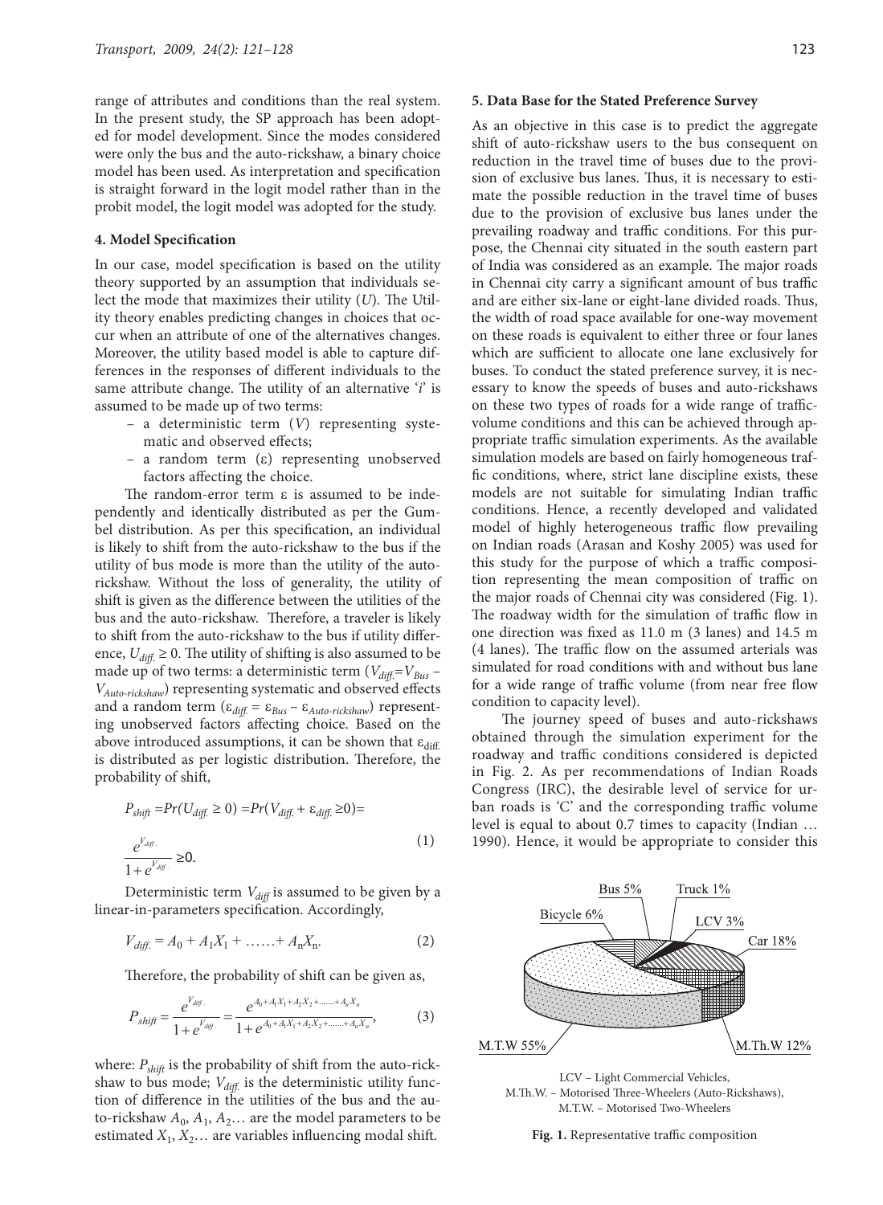range of attributes and conditions than the real system. In the present study, the SP approach has been adopted for model development. Since the modes considered were only the bus and the auto-rickshaw, a binary choice model has been used. As interpretation and specification is straight forward in the logit model rather than in the probit model, the logit model was adopted for the study.

### 4. Model Specification

In our case, model specification is based on the utility theory supported by an assumption that individuals select the mode that maximizes their utility ($U$). The Utility theory enables predicting changes in choices that occur when an attribute of one of the alternatives changes. Moreover, the utility based model is able to capture differences in the responses of different individuals to the same attribute change. The utility of an alternative '$i$' is assumed to be made up of two terms:

- a deterministic term ($V$) representing systematic and observed effects;
- a random term ($\varepsilon$) representing unobserved factors affecting the choice.

The random-error term $\varepsilon$ is assumed to be independently and identically distributed as per the Gumbel distribution. As per this specification, an individual is likely to shift from the auto-rickshaw to the bus if the utility of bus mode is more than the utility of the auto-rickshaw. Without the loss of generality, the utility of shift is given as the difference between the utilities of the bus and the auto-rickshaw. Therefore, a traveler is likely to shift from the auto-rickshaw to the bus if utility difference, $U_{diff.} \geq 0$. The utility of shifting is also assumed to be made up of two terms: a deterministic term ($V_{diff.}=V_{Bus} - V_{Auto\text{-}rickshaw}$) representing systematic and observed effects and a random term ($\varepsilon_{diff.} = \varepsilon_{Bus} - \varepsilon_{Auto\text{-}rickshaw}$) representing unobserved factors affecting choice. Based on the above introduced assumptions, it can be shown that $\varepsilon_{diff.}$ is distributed as per logistic distribution. Therefore, the probability of shift,

$$P_{shift} = Pr(U_{diff.} \geq 0) = Pr(V_{diff.} + \varepsilon_{diff.} \geq 0) = \frac{e^{V_{diff.}}}{1+e^{V_{diff.}}} \geq 0. \quad (1)$$

Deterministic term $V_{diff}$ is assumed to be given by a linear-in-parameters specification. Accordingly,

$$V_{diff.} = A_0 + A_1X_1 + \ldots\ldots + A_nX_n. \quad (2)$$

Therefore, the probability of shift can be given as,

$$P_{shift} = \frac{e^{V_{diff.}}}{1+e^{V_{diff.}}} = \frac{e^{A_0+A_1X_1+A_2X_2+\ldots\ldots+A_nX_n}}{1+e^{A_0+A_1X_1+A_2X_2+\ldots\ldots+A_nX_n}}, \quad (3)$$

where: $P_{shift}$ is the probability of shift from the auto-rickshaw to bus mode; $V_{diff.}$ is the deterministic utility function of difference in the utilities of the bus and the auto-rickshaw $A_0$, $A_1$, $A_2$… are the model parameters to be estimated $X_1$, $X_2$… are variables influencing modal shift.

### 5. Data Base for the Stated Preference Survey

As an objective in this case is to predict the aggregate shift of auto-rickshaw users to the bus consequent on reduction in the travel time of buses due to the provision of exclusive bus lanes. Thus, it is necessary to estimate the possible reduction in the travel time of buses due to the provision of exclusive bus lanes under the prevailing roadway and traffic conditions. For this purpose, the Chennai city situated in the south eastern part of India was considered as an example. The major roads in Chennai city carry a significant amount of bus traffic and are either six-lane or eight-lane divided roads. Thus, the width of road space available for one-way movement on these roads is equivalent to either three or four lanes which are sufficient to allocate one lane exclusively for buses. To conduct the stated preference survey, it is necessary to know the speeds of buses and auto-rickshaws on these two types of roads for a wide range of traffic-volume conditions and this can be achieved through appropriate traffic simulation experiments. As the available simulation models are based on fairly homogeneous traffic conditions, where, strict lane discipline exists, these models are not suitable for simulating Indian traffic conditions. Hence, a recently developed and validated model of highly heterogeneous traffic flow prevailing on Indian roads (Arasan and Koshy 2005) was used for this study for the purpose of which a traffic composition representing the mean composition of traffic on the major roads of Chennai city was considered (Fig. 1). The roadway width for the simulation of traffic flow in one direction was fixed as 11.0 m (3 lanes) and 14.5 m (4 lanes). The traffic flow on the assumed arterials was simulated for road conditions with and without bus lane for a wide range of traffic volume (from near free flow condition to capacity level).

The journey speed of buses and auto-rickshaws obtained through the simulation experiment for the roadway and traffic conditions considered is depicted in Fig. 2. As per recommendations of Indian Roads Congress (IRC), the desirable level of service for urban roads is 'C' and the corresponding traffic volume level is equal to about 0.7 times to capacity (Indian … 1990). Hence, it would be appropriate to consider this

Bus 5%, Truck 1%, Bicycle 6%, LCV 3%, Car 18%, M.T.W 55%, M.Th.W 12%

LCV – Light Commercial Vehicles,
M.Th.W. – Motorised Three-Wheelers (Auto-Rickshaws),
M.T.W. – Motorised Two-Wheelers

**Fig. 1.** Representative traffic composition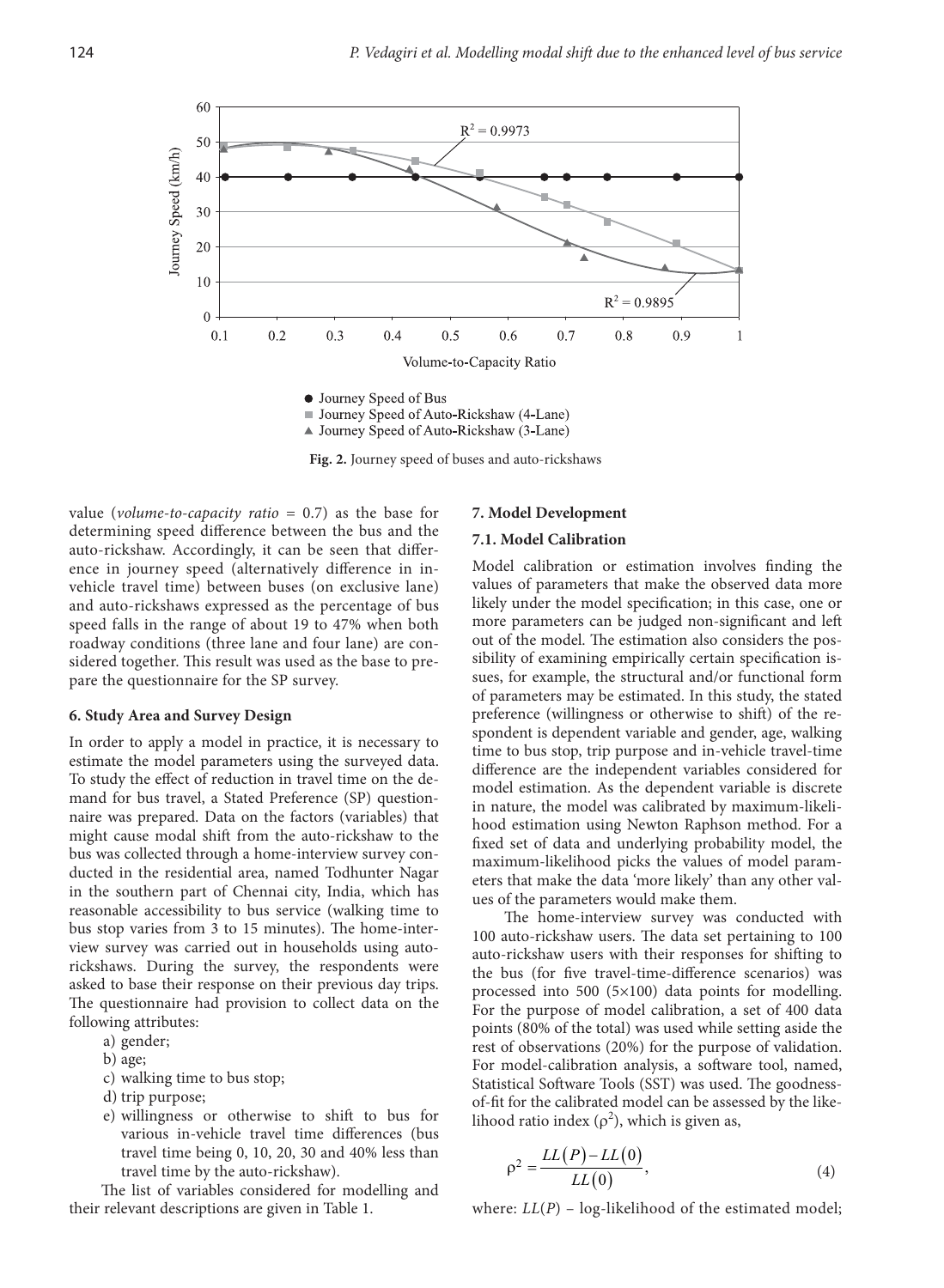Fig. 2. Journey speed of buses and auto-rickshaws

value (*volume-to-capacity ratio* = 0.7) as the base for determining speed difference between the bus and the auto-rickshaw. Accordingly, it can be seen that difference in journey speed (alternatively difference in in-vehicle travel time) between buses (on exclusive lane) and auto-rickshaws expressed as the percentage of bus speed falls in the range of about 19 to 47% when both roadway conditions (three lane and four lane) are considered together. This result was used as the base to prepare the questionnaire for the SP survey.

### 6. Study Area and Survey Design

In order to apply a model in practice, it is necessary to estimate the model parameters using the surveyed data. To study the effect of reduction in travel time on the demand for bus travel, a Stated Preference (SP) questionnaire was prepared. Data on the factors (variables) that might cause modal shift from the auto-rickshaw to the bus was collected through a home-interview survey conducted in the residential area, named Todhunter Nagar in the southern part of Chennai city, India, which has reasonable accessibility to bus service (walking time to bus stop varies from 3 to 15 minutes). The home-interview survey was carried out in households using auto-rickshaws. During the survey, the respondents were asked to base their response on their previous day trips. The questionnaire had provision to collect data on the following attributes:

a) gender;
b) age;
c) walking time to bus stop;
d) trip purpose;
e) willingness or otherwise to shift to bus for various in-vehicle travel time differences (bus travel time being 0, 10, 20, 30 and 40% less than travel time by the auto-rickshaw).

The list of variables considered for modelling and their relevant descriptions are given in Table 1.

### 7. Model Development

#### 7.1. Model Calibration

Model calibration or estimation involves finding the values of parameters that make the observed data more likely under the model specification; in this case, one or more parameters can be judged non-significant and left out of the model. The estimation also considers the possibility of examining empirically certain specification issues, for example, the structural and/or functional form of parameters may be estimated. In this study, the stated preference (willingness or otherwise to shift) of the respondent is dependent variable and gender, age, walking time to bus stop, trip purpose and in-vehicle travel-time difference are the independent variables considered for model estimation. As the dependent variable is discrete in nature, the model was calibrated by maximum-likelihood estimation using Newton Raphson method. For a fixed set of data and underlying probability model, the maximum-likelihood picks the values of model parameters that make the data 'more likely' than any other values of the parameters would make them.

The home-interview survey was conducted with 100 auto-rickshaw users. The data set pertaining to 100 auto-rickshaw users with their responses for shifting to the bus (for five travel-time-difference scenarios) was processed into 500 (5×100) data points for modelling. For the purpose of model calibration, a set of 400 data points (80% of the total) was used while setting aside the rest of observations (20%) for the purpose of validation. For model-calibration analysis, a software tool, named, Statistical Software Tools (SST) was used. The goodness-of-fit for the calibrated model can be assessed by the likelihood ratio index ($\rho^2$), which is given as,

$$\rho^2 = \frac{LL(P) - LL(0)}{LL(0)}, \tag{4}$$

where: $LL(P)$ – log-likelihood of the estimated model;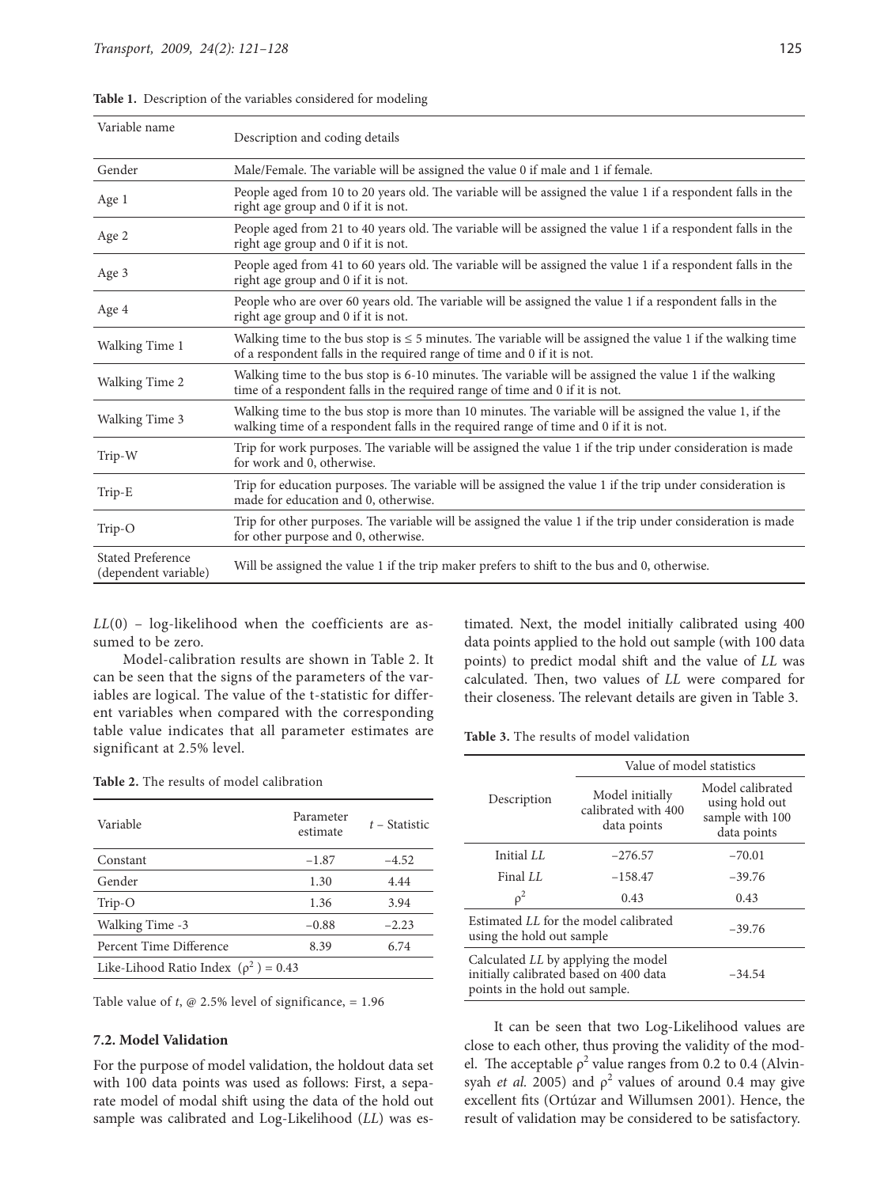**Table 1.** Description of the variables considered for modeling

| Variable name | Description and coding details |
|---|---|
| Gender | Male/Female. The variable will be assigned the value 0 if male and 1 if female. |
| Age 1 | People aged from 10 to 20 years old. The variable will be assigned the value 1 if a respondent falls in the right age group and 0 if it is not. |
| Age 2 | People aged from 21 to 40 years old. The variable will be assigned the value 1 if a respondent falls in the right age group and 0 if it is not. |
| Age 3 | People aged from 41 to 60 years old. The variable will be assigned the value 1 if a respondent falls in the right age group and 0 if it is not. |
| Age 4 | People who are over 60 years old. The variable will be assigned the value 1 if a respondent falls in the right age group and 0 if it is not. |
| Walking Time 1 | Walking time to the bus stop is ≤ 5 minutes. The variable will be assigned the value 1 if the walking time of a respondent falls in the required range of time and 0 if it is not. |
| Walking Time 2 | Walking time to the bus stop is 6-10 minutes. The variable will be assigned the value 1 if the walking time of a respondent falls in the required range of time and 0 if it is not. |
| Walking Time 3 | Walking time to the bus stop is more than 10 minutes. The variable will be assigned the value 1, if the walking time of a respondent falls in the required range of time and 0 if it is not. |
| Trip-W | Trip for work purposes. The variable will be assigned the value 1 if the trip under consideration is made for work and 0, otherwise. |
| Trip-E | Trip for education purposes. The variable will be assigned the value 1 if the trip under consideration is made for education and 0, otherwise. |
| Trip-O | Trip for other purposes. The variable will be assigned the value 1 if the trip under consideration is made for other purpose and 0, otherwise. |
| Stated Preference (dependent variable) | Will be assigned the value 1 if the trip maker prefers to shift to the bus and 0, otherwise. |

*LL*(0) – log-likelihood when the coefficients are assumed to be zero.

Model-calibration results are shown in Table 2. It can be seen that the signs of the parameters of the variables are logical. The value of the t-statistic for different variables when compared with the corresponding table value indicates that all parameter estimates are significant at 2.5% level.

**Table 2.** The results of model calibration

| Variable | Parameter estimate | $t$ – Statistic |
|---|---|---|
| Constant | –1.87 | –4.52 |
| Gender | 1.30 | 4.44 |
| Trip-O | 1.36 | 3.94 |
| Walking Time -3 | –0.88 | –2.23 |
| Percent Time Difference | 8.39 | 6.74 |
| Like-Lihood Ratio Index ($\rho^2$) = 0.43 | | |

Table value of $t$, @ 2.5% level of significance, = 1.96

### 7.2. Model Validation

For the purpose of model validation, the holdout data set with 100 data points was used as follows: First, a separate model of modal shift using the data of the hold out sample was calibrated and Log-Likelihood (*LL*) was estimated. Next, the model initially calibrated using 400 data points applied to the hold out sample (with 100 data points) to predict modal shift and the value of *LL* was calculated. Then, two values of *LL* were compared for their closeness. The relevant details are given in Table 3.

**Table 3.** The results of model validation

| Description | Value of model statistics | |
|---|---|---|
| | Model initially calibrated with 400 data points | Model calibrated using hold out sample with 100 data points |
| Initial *LL* | –276.57 | –70.01 |
| Final *LL* | –158.47 | –39.76 |
| $\rho^2$ | 0.43 | 0.43 |
| Estimated *LL* for the model calibrated using the hold out sample | –39.76 | |
| Calculated *LL* by applying the model initially calibrated based on 400 data points in the hold out sample. | –34.54 | |

It can be seen that two Log-Likelihood values are close to each other, thus proving the validity of the model. The acceptable $\rho^2$ value ranges from 0.2 to 0.4 (Alvinsyah *et al.* 2005) and $\rho^2$ values of around 0.4 may give excellent fits (Ortúzar and Willumsen 2001). Hence, the result of validation may be considered to be satisfactory.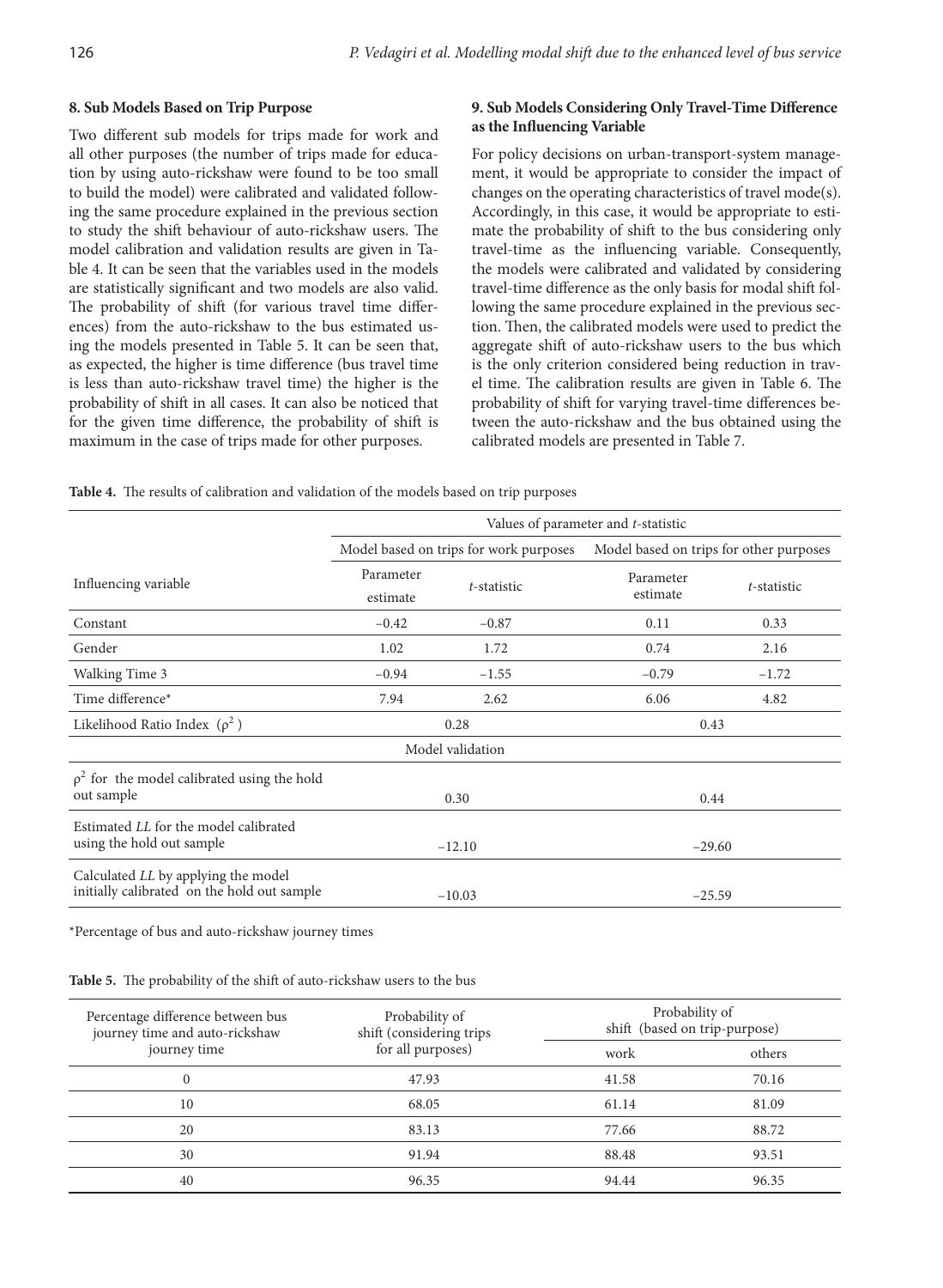## 8. Sub Models Based on Trip Purpose

Two different sub models for trips made for work and all other purposes (the number of trips made for education by using auto-rickshaw were found to be too small to build the model) were calibrated and validated following the same procedure explained in the previous section to study the shift behaviour of auto-rickshaw users. The model calibration and validation results are given in Table 4. It can be seen that the variables used in the models are statistically significant and two models are also valid. The probability of shift (for various travel time differences) from the auto-rickshaw to the bus estimated using the models presented in Table 5. It can be seen that, as expected, the higher is time difference (bus travel time is less than auto-rickshaw travel time) the higher is the probability of shift in all cases. It can also be noticed that for the given time difference, the probability of shift is maximum in the case of trips made for other purposes.

## 9. Sub Models Considering Only Travel-Time Difference as the Influencing Variable

For policy decisions on urban-transport-system management, it would be appropriate to consider the impact of changes on the operating characteristics of travel mode(s). Accordingly, in this case, it would be appropriate to estimate the probability of shift to the bus considering only travel-time as the influencing variable. Consequently, the models were calibrated and validated by considering travel-time difference as the only basis for modal shift following the same procedure explained in the previous section. Then, the calibrated models were used to predict the aggregate shift of auto-rickshaw users to the bus which is the only criterion considered being reduction in travel time. The calibration results are given in Table 6. The probability of shift for varying travel-time differences between the auto-rickshaw and the bus obtained using the calibrated models are presented in Table 7.

**Table 4.** The results of calibration and validation of the models based on trip purposes

| Influencing variable | Values of parameter and *t*-statistic | | | |
|---|---|---|---|---|
| | Model based on trips for work purposes | | Model based on trips for other purposes | |
| | Parameter estimate | *t*-statistic | Parameter estimate | *t*-statistic |
| Constant | −0.42 | −0.87 | 0.11 | 0.33 |
| Gender | 1.02 | 1.72 | 0.74 | 2.16 |
| Walking Time 3 | −0.94 | −1.55 | −0.79 | −1.72 |
| Time difference* | 7.94 | 2.62 | 6.06 | 4.82 |
| Likelihood Ratio Index ($\rho^2$) | 0.28 | | 0.43 | |
| Model validation | | | | |
| $\rho^2$ for the model calibrated using the hold out sample | 0.30 | | 0.44 | |
| Estimated *LL* for the model calibrated using the hold out sample | −12.10 | | −29.60 | |
| Calculated *LL* by applying the model initially calibrated on the hold out sample | −10.03 | | −25.59 | |

*Percentage of bus and auto-rickshaw journey times

**Table 5.** The probability of the shift of auto-rickshaw users to the bus

| Percentage difference between bus journey time and auto-rickshaw journey time | Probability of shift (considering trips for all purposes) | Probability of shift (based on trip-purpose) | |
|---|---|---|---|
| | | work | others |
| 0 | 47.93 | 41.58 | 70.16 |
| 10 | 68.05 | 61.14 | 81.09 |
| 20 | 83.13 | 77.66 | 88.72 |
| 30 | 91.94 | 88.48 | 93.51 |
| 40 | 96.35 | 94.44 | 96.35 |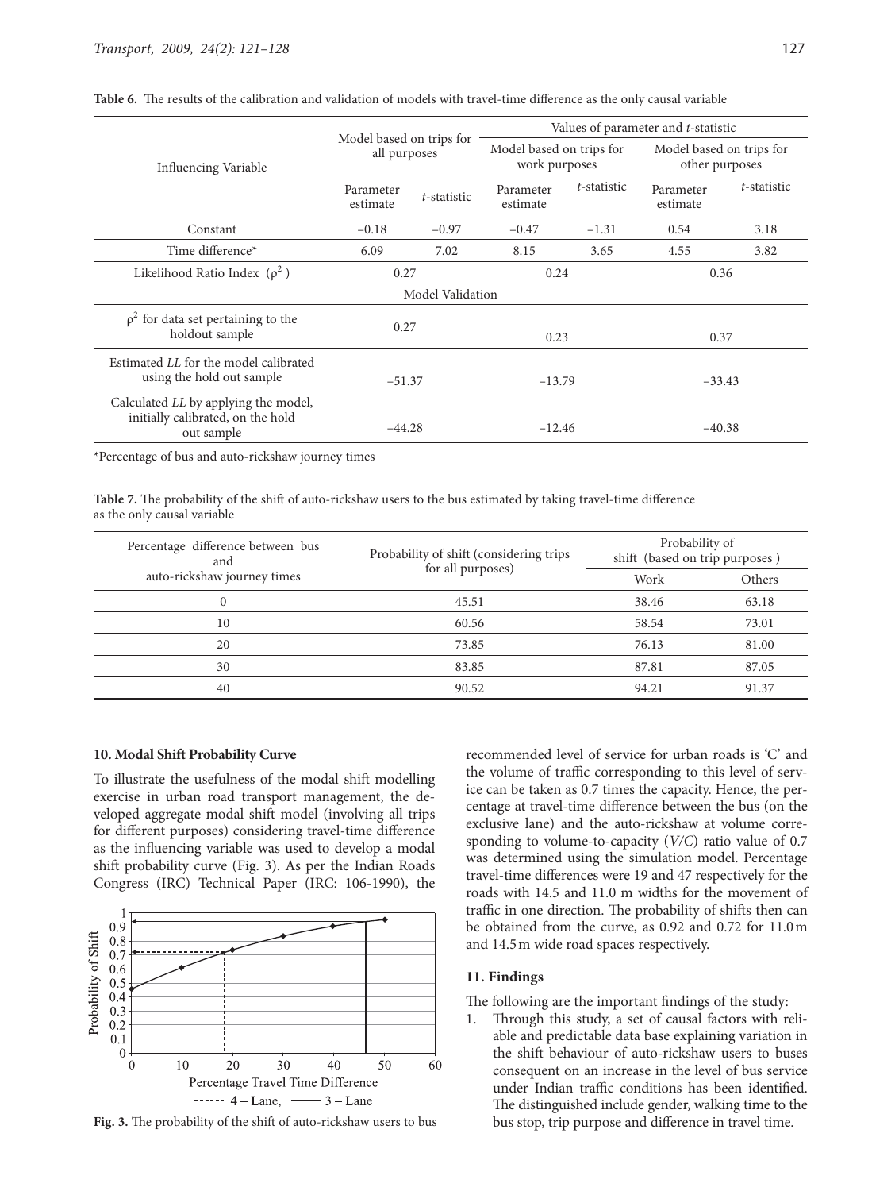**Table 6.** The results of the calibration and validation of models with travel-time difference as the only causal variable

| Influencing Variable | Model based on trips for all purposes | | Values of parameter and *t*-statistic | | | |
|---|---|---|---|---|---|---|
| | | | Model based on trips for work purposes | | Model based on trips for other purposes | |
| | Parameter estimate | *t*-statistic | Parameter estimate | *t*-statistic | Parameter estimate | *t*-statistic |
| Constant | –0.18 | –0.97 | –0.47 | –1.31 | 0.54 | 3.18 |
| Time difference* | 6.09 | 7.02 | 8.15 | 3.65 | 4.55 | 3.82 |
| Likelihood Ratio Index ($\rho^2$) | 0.27 | | 0.24 | | 0.36 | |
| Model Validation | | | | | | |
| $\rho^2$ for data set pertaining to the holdout sample | 0.27 | | 0.23 | | 0.37 | |
| Estimated *LL* for the model calibrated using the hold out sample | –51.37 | | –13.79 | | –33.43 | |
| Calculated *LL* by applying the model, initially calibrated, on the hold out sample | –44.28 | | –12.46 | | –40.38 | |

*Percentage of bus and auto-rickshaw journey times

**Table 7.** The probability of the shift of auto-rickshaw users to the bus estimated by taking travel-time difference as the only causal variable

| Percentage difference between bus and auto-rickshaw journey times | Probability of shift (considering trips for all purposes) | Probability of shift (based on trip purposes) | |
|---|---|---|---|
| | | Work | Others |
| 0 | 45.51 | 38.46 | 63.18 |
| 10 | 60.56 | 58.54 | 73.01 |
| 20 | 73.85 | 76.13 | 81.00 |
| 30 | 83.85 | 87.81 | 87.05 |
| 40 | 90.52 | 94.21 | 91.37 |

## 10. Modal Shift Probability Curve

To illustrate the usefulness of the modal shift modelling exercise in urban road transport management, the developed aggregate modal shift model (involving all trips for different purposes) considering travel-time difference as the influencing variable was used to develop a modal shift probability curve (Fig. 3). As per the Indian Roads Congress (IRC) Technical Paper (IRC: 106-1990), the recommended level of service for urban roads is 'C' and the volume of traffic corresponding to this level of service can be taken as 0.7 times the capacity. Hence, the percentage at travel-time difference between the bus (on the exclusive lane) and the auto-rickshaw at volume corresponding to volume-to-capacity (*V/C*) ratio value of 0.7 was determined using the simulation model. Percentage travel-time differences were 19 and 47 respectively for the roads with 14.5 and 11.0 m widths for the movement of traffic in one direction. The probability of shifts then can be obtained from the curve, as 0.92 and 0.72 for 11.0 m and 14.5 m wide road spaces respectively.

**Fig. 3.** The probability of the shift of auto-rickshaw users to bus

## 11. Findings

The following are the important findings of the study:

1. Through this study, a set of causal factors with reliable and predictable data base explaining variation in the shift behaviour of auto-rickshaw users to buses consequent on an increase in the level of bus service under Indian traffic conditions has been identified. The distinguished include gender, walking time to the bus stop, trip purpose and difference in travel time.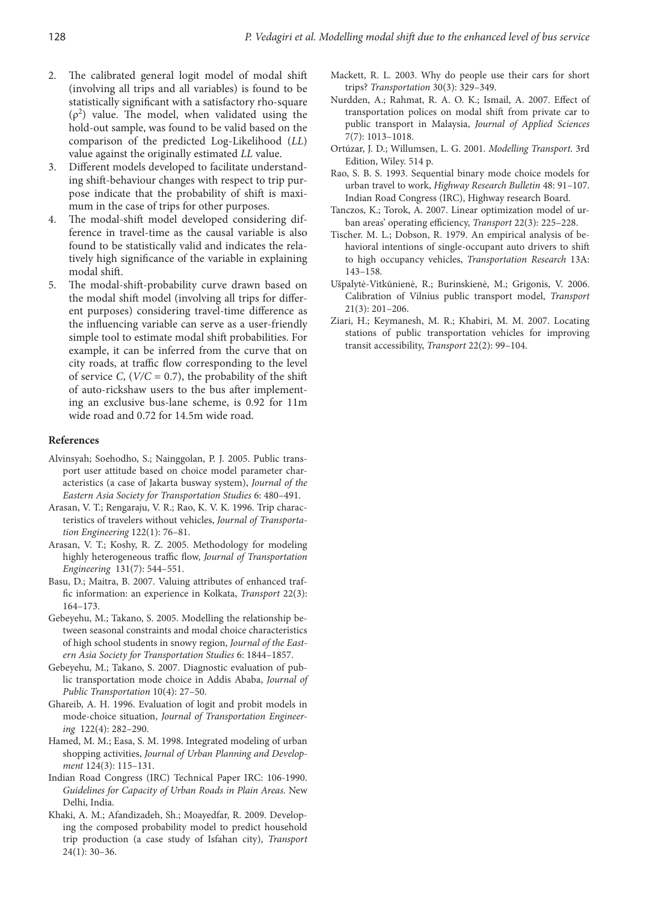2. The calibrated general logit model of modal shift (involving all trips and all variables) is found to be statistically significant with a satisfactory rho-square ($\rho^2$) value. The model, when validated using the hold-out sample, was found to be valid based on the comparison of the predicted Log-Likelihood (*LL*) value against the originally estimated *LL* value.
3. Different models developed to facilitate understanding shift-behaviour changes with respect to trip purpose indicate that the probability of shift is maximum in the case of trips for other purposes.
4. The modal-shift model developed considering difference in travel-time as the causal variable is also found to be statistically valid and indicates the relatively high significance of the variable in explaining modal shift.
5. The modal-shift-probability curve drawn based on the modal shift model (involving all trips for different purposes) considering travel-time difference as the influencing variable can serve as a user-friendly simple tool to estimate modal shift probabilities. For example, it can be inferred from the curve that on city roads, at traffic flow corresponding to the level of service *C*, ($V/C$ = 0.7), the probability of the shift of auto-rickshaw users to the bus after implementing an exclusive bus-lane scheme, is 0.92 for 11m wide road and 0.72 for 14.5m wide road.

## References

Alvinsyah; Soehodho, S.; Nainggolan, P. J. 2005. Public transport user attitude based on choice model parameter characteristics (a case of Jakarta busway system), *Journal of the Eastern Asia Society for Transportation Studies* 6: 480–491.

Arasan, V. T.; Rengaraju, V. R.; Rao, K. V. K. 1996. Trip characteristics of travelers without vehicles, *Journal of Transportation Engineering* 122(1): 76–81.

Arasan, V. T.; Koshy, R. Z. 2005. Methodology for modeling highly heterogeneous traffic flow, *Journal of Transportation Engineering* 131(7): 544–551.

Basu, D.; Maitra, B. 2007. Valuing attributes of enhanced traffic information: an experience in Kolkata, *Transport* 22(3): 164–173.

Gebeyehu, M.; Takano, S. 2005. Modelling the relationship between seasonal constraints and modal choice characteristics of high school students in snowy region, *Journal of the Eastern Asia Society for Transportation Studies* 6: 1844–1857.

Gebeyehu, M.; Takano, S. 2007. Diagnostic evaluation of public transportation mode choice in Addis Ababa, *Journal of Public Transportation* 10(4): 27–50.

Ghareib, A. H. 1996. Evaluation of logit and probit models in mode-choice situation, *Journal of Transportation Engineering* 122(4): 282–290.

Hamed, M. M.; Easa, S. M. 1998. Integrated modeling of urban shopping activities, *Journal of Urban Planning and Development* 124(3): 115–131.

Indian Road Congress (IRC) Technical Paper IRC: 106-1990. *Guidelines for Capacity of Urban Roads in Plain Areas*. New Delhi, India.

Khaki, A. M.; Afandizadeh, Sh.; Moayedfar, R. 2009. Developing the composed probability model to predict household trip production (a case study of Isfahan city), *Transport* 24(1): 30–36.

Mackett, R. L. 2003. Why do people use their cars for short trips? *Transportation* 30(3): 329–349.

Nurdden, A.; Rahmat, R. A. O. K.; Ismail, A. 2007. Effect of transportation polices on modal shift from private car to public transport in Malaysia, *Journal of Applied Sciences* 7(7): 1013–1018.

Ortúzar, J. D.; Willumsen, L. G. 2001. *Modelling Transport*. 3rd Edition, Wiley. 514 p.

Rao, S. B. S. 1993. Sequential binary mode choice models for urban travel to work, *Highway Research Bulletin* 48: 91–107. Indian Road Congress (IRC), Highway research Board.

Tanczos, K.; Torok, A. 2007. Linear optimization model of urban areas' operating efficiency, *Transport* 22(3): 225–228.

Tischer. M. L.; Dobson, R. 1979. An empirical analysis of behavioral intentions of single-occupant auto drivers to shift to high occupancy vehicles, *Transportation Research* 13A: 143–158.

Ušpalytė-Vitkūnienė, R.; Burinskienė, M.; Grigonis, V. 2006. Calibration of Vilnius public transport model, *Transport* 21(3): 201–206.

Ziari, H.; Keymanesh, M. R.; Khabiri, M. M. 2007. Locating stations of public transportation vehicles for improving transit accessibility, *Transport* 22(2): 99–104.